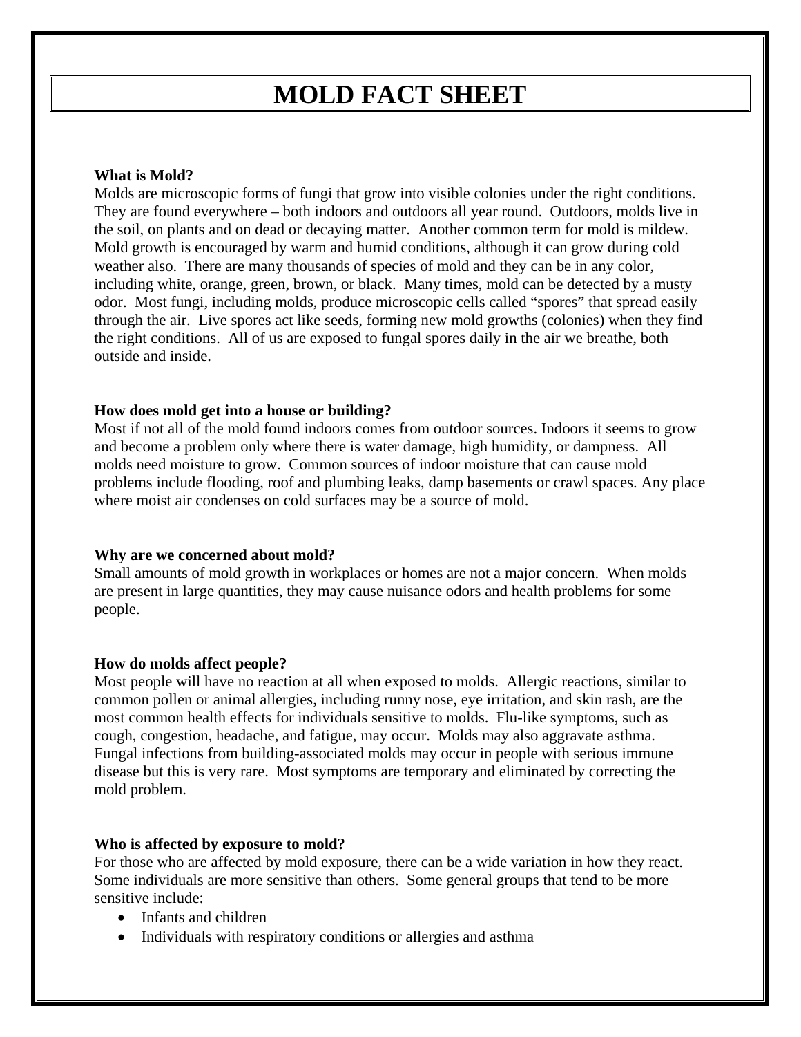# MOLD FACT SHEET

**What is Mold?**

Molds are microscopic forms of fungi that grow into visible colonies under the right conditions. They are found everywhere – both indoors and outdoors all year round. Outdoors, molds live in the soil, on plants and on dead or decaying matter. Another common term for mold is mildew. Mold growth is encouraged by warm and humid conditions, although it can grow during cold weather also. There are many thousands of species of mold and they can be in any color, including white, orange, green, brown, or black. Many times, mold can be detected by a musty odor. Most fungi, including molds, produce microscopic cells called "spores" that spread easily through the air. Live spores act like seeds, forming new mold growths (colonies) when they find the right conditions. All of us are exposed to fungal spores daily in the air we breathe, both outside and inside.

**How does mold get into a house or building?**

Most if not all of the mold found indoors comes from outdoor sources. Indoors it seems to grow and become a problem only where there is water damage, high humidity, or dampness. All molds need moisture to grow. Common sources of indoor moisture that can cause mold problems include flooding, roof and plumbing leaks, damp basements or crawl spaces. Any place where moist air condenses on cold surfaces may be a source of mold.

**Why are we concerned about mold?**

Small amounts of mold growth in workplaces or homes are not a major concern. When molds are present in large quantities, they may cause nuisance odors and health problems for some people.

**How do molds affect people?**

Most people will have no reaction at all when exposed to molds. Allergic reactions, similar to common pollen or animal allergies, including runny nose, eye irritation, and skin rash, are the most common health effects for individuals sensitive to molds. Flu-like symptoms, such as cough, congestion, headache, and fatigue, may occur. Molds may also aggravate asthma. Fungal infections from building-associated molds may occur in people with serious immune disease but this is very rare. Most symptoms are temporary and eliminated by correcting the mold problem.

**Who is affected by exposure to mold?**

For those who are affected by mold exposure, there can be a wide variation in how they react. Some individuals are more sensitive than others. Some general groups that tend to be more sensitive include:

- Infants and children
- Individuals with respiratory conditions or allergies and asthma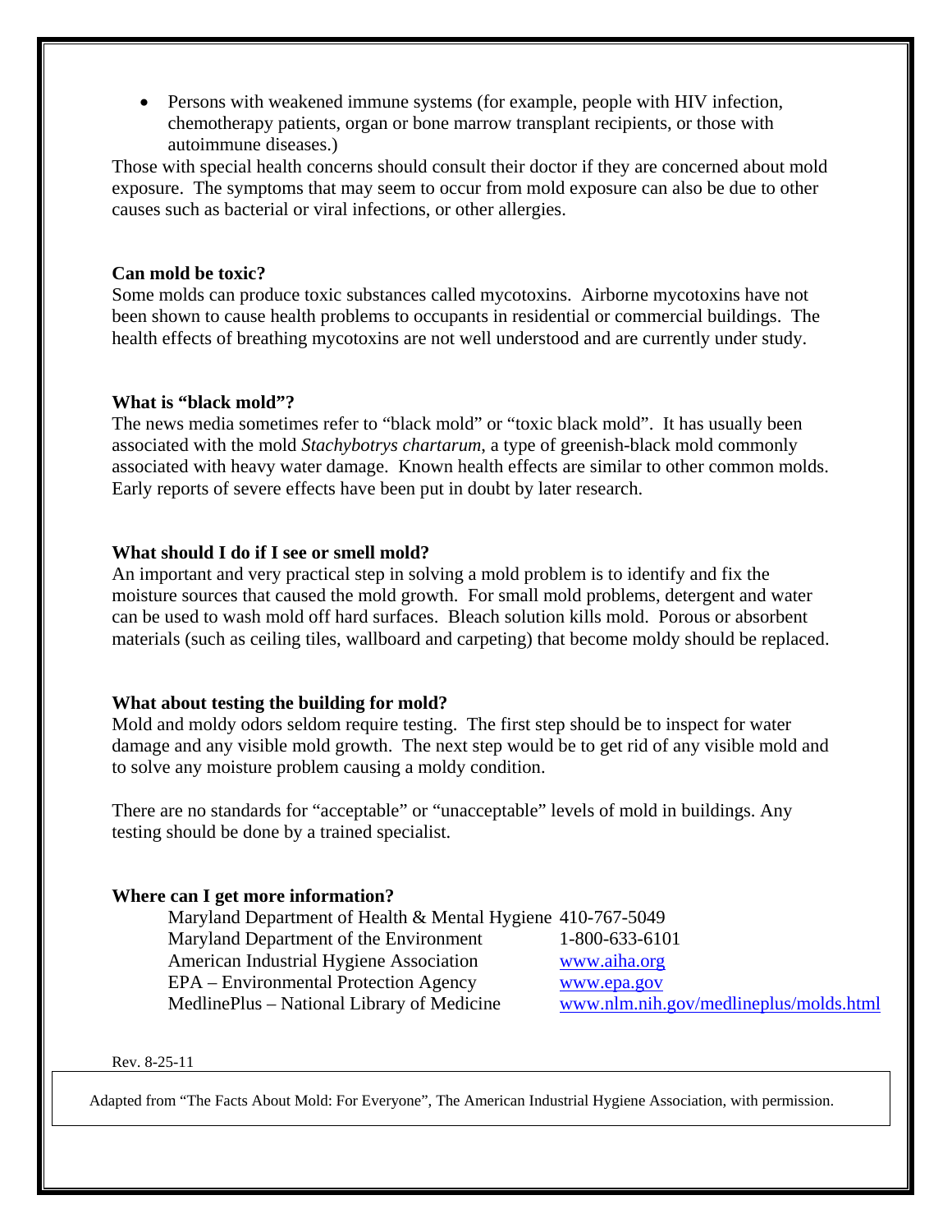- Persons with weakened immune systems (for example, people with HIV infection, chemotherapy patients, organ or bone marrow transplant recipients, or those with autoimmune diseases.)

Those with special health concerns should consult their doctor if they are concerned about mold exposure. The symptoms that may seem to occur from mold exposure can also be due to other causes such as bacterial or viral infections, or other allergies.

**Can mold be toxic?**

Some molds can produce toxic substances called mycotoxins. Airborne mycotoxins have not been shown to cause health problems to occupants in residential or commercial buildings. The health effects of breathing mycotoxins are not well understood and are currently under study.

**What is "black mold"?**

The news media sometimes refer to "black mold" or "toxic black mold". It has usually been associated with the mold *Stachybotrys chartarum,* a type of greenish-black mold commonly associated with heavy water damage. Known health effects are similar to other common molds. Early reports of severe effects have been put in doubt by later research.

**What should I do if I see or smell mold?**

An important and very practical step in solving a mold problem is to identify and fix the moisture sources that caused the mold growth. For small mold problems, detergent and water can be used to wash mold off hard surfaces. Bleach solution kills mold. Porous or absorbent materials (such as ceiling tiles, wallboard and carpeting) that become moldy should be replaced.

**What about testing the building for mold?**

Mold and moldy odors seldom require testing. The first step should be to inspect for water damage and any visible mold growth. The next step would be to get rid of any visible mold and to solve any moisture problem causing a moldy condition.

There are no standards for "acceptable" or "unacceptable" levels of mold in buildings. Any testing should be done by a trained specialist.

**Where can I get more information?**

| | |
|---|---|
| Maryland Department of Health & Mental Hygiene | 410-767-5049 |
| Maryland Department of the Environment | 1-800-633-6101 |
| American Industrial Hygiene Association | www.aiha.org |
| EPA – Environmental Protection Agency | www.epa.gov |
| MedlinePlus – National Library of Medicine | www.nlm.nih.gov/medlineplus/molds.html |

Rev. 8-25-11

Adapted from "The Facts About Mold: For Everyone", The American Industrial Hygiene Association, with permission.